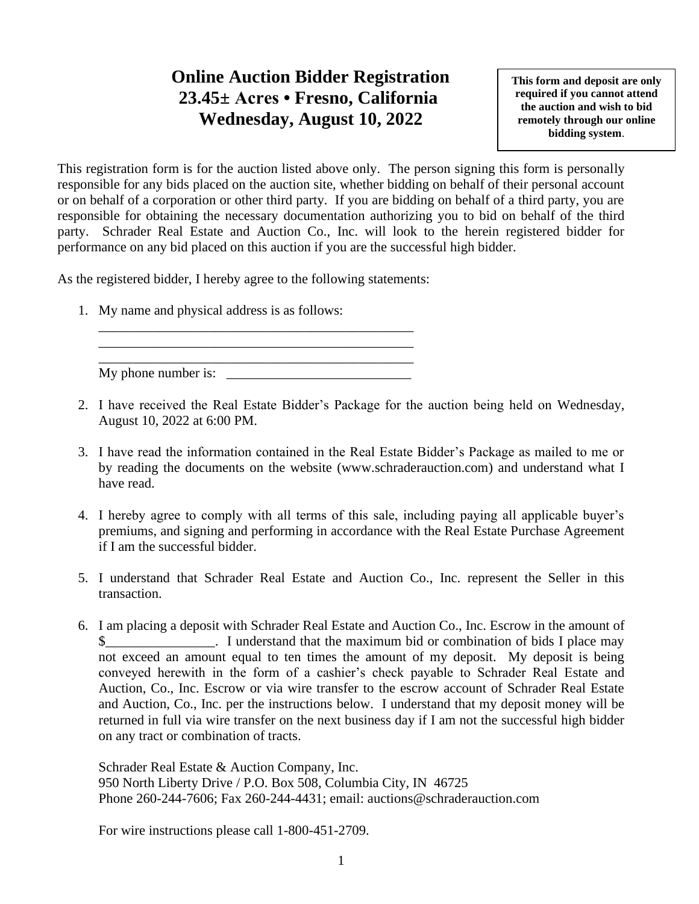# Online Auction Bidder Registration
# 23.45± Acres • Fresno, California
# Wednesday, August 10, 2022

**This form and deposit are only required if you cannot attend the auction and wish to bid remotely through our online bidding system.**

This registration form is for the auction listed above only. The person signing this form is personally responsible for any bids placed on the auction site, whether bidding on behalf of their personal account or on behalf of a corporation or other third party. If you are bidding on behalf of a third party, you are responsible for obtaining the necessary documentation authorizing you to bid on behalf of the third party. Schrader Real Estate and Auction Co., Inc. will look to the herein registered bidder for performance on any bid placed on this auction if you are the successful high bidder.

As the registered bidder, I hereby agree to the following statements:

1. My name and physical address is as follows:
   ________________________________________________
   ________________________________________________
   ________________________________________________
   My phone number is: ___________________________

2. I have received the Real Estate Bidder's Package for the auction being held on Wednesday, August 10, 2022 at 6:00 PM.

3. I have read the information contained in the Real Estate Bidder's Package as mailed to me or by reading the documents on the website (www.schraderauction.com) and understand what I have read.

4. I hereby agree to comply with all terms of this sale, including paying all applicable buyer's premiums, and signing and performing in accordance with the Real Estate Purchase Agreement if I am the successful bidder.

5. I understand that Schrader Real Estate and Auction Co., Inc. represent the Seller in this transaction.

6. I am placing a deposit with Schrader Real Estate and Auction Co., Inc. Escrow in the amount of $________________. I understand that the maximum bid or combination of bids I place may not exceed an amount equal to ten times the amount of my deposit. My deposit is being conveyed herewith in the form of a cashier's check payable to Schrader Real Estate and Auction, Co., Inc. Escrow or via wire transfer to the escrow account of Schrader Real Estate and Auction, Co., Inc. per the instructions below. I understand that my deposit money will be returned in full via wire transfer on the next business day if I am not the successful high bidder on any tract or combination of tracts.

   Schrader Real Estate & Auction Company, Inc.
   950 North Liberty Drive / P.O. Box 508, Columbia City, IN 46725
   Phone 260-244-7606; Fax 260-244-4431; email: auctions@schraderauction.com

   For wire instructions please call 1-800-451-2709.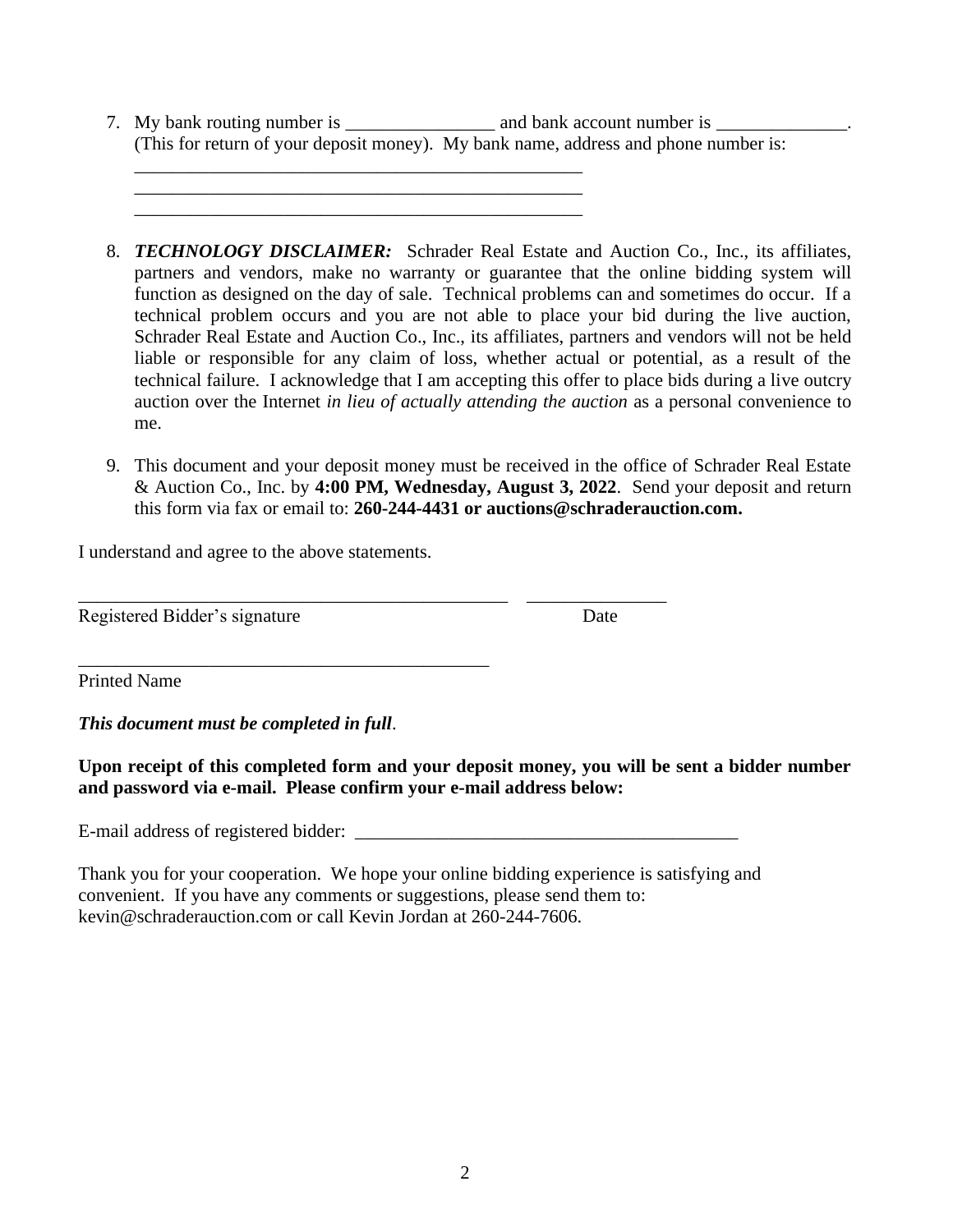7. My bank routing number is ________________ and bank account number is ______________. (This for return of your deposit money). My bank name, address and phone number is:

   __________________________________________________
   __________________________________________________
   __________________________________________________

8. ***TECHNOLOGY DISCLAIMER:*** Schrader Real Estate and Auction Co., Inc., its affiliates, partners and vendors, make no warranty or guarantee that the online bidding system will function as designed on the day of sale. Technical problems can and sometimes do occur. If a technical problem occurs and you are not able to place your bid during the live auction, Schrader Real Estate and Auction Co., Inc., its affiliates, partners and vendors will not be held liable or responsible for any claim of loss, whether actual or potential, as a result of the technical failure. I acknowledge that I am accepting this offer to place bids during a live outcry auction over the Internet *in lieu of actually attending the auction* as a personal convenience to me.

9. This document and your deposit money must be received in the office of Schrader Real Estate & Auction Co., Inc. by **4:00 PM, Wednesday, August 3, 2022**. Send your deposit and return this form via fax or email to: **260-244-4431 or auctions@schraderauction.com.**

I understand and agree to the above statements.

_______________________________________________ _______________
Registered Bidder's signature Date

_____________________________________________
Printed Name

***This document must be completed in full***.

**Upon receipt of this completed form and your deposit money, you will be sent a bidder number and password via e-mail. Please confirm your e-mail address below:**

E-mail address of registered bidder: __________________________________________

Thank you for your cooperation. We hope your online bidding experience is satisfying and convenient. If you have any comments or suggestions, please send them to: kevin@schraderauction.com or call Kevin Jordan at 260-244-7606.